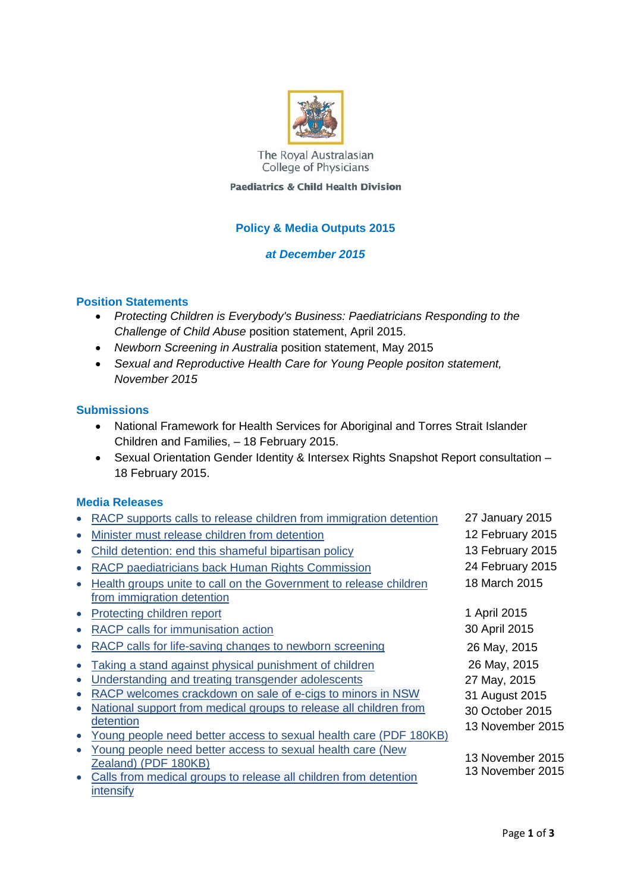The Royal Australasian College of Physicians

**Paediatrics & Child Health Division**

# Policy & Media Outputs 2015

***at December 2015***

## Position Statements

- *Protecting Children is Everybody's Business: Paediatricians Responding to the Challenge of Child Abuse* position statement, April 2015.
- *Newborn Screening in Australia* position statement, May 2015
- *Sexual and Reproductive Health Care for Young People positon statement, November 2015*

## Submissions

- National Framework for Health Services for Aboriginal and Torres Strait Islander Children and Families, – 18 February 2015.
- Sexual Orientation Gender Identity & Intersex Rights Snapshot Report consultation – 18 February 2015.

## Media Releases

| Media Release | Date |
|---|---|
| RACP supports calls to release children from immigration detention | 27 January 2015 |
| Minister must release children from detention | 12 February 2015 |
| Child detention: end this shameful bipartisan policy | 13 February 2015 |
| RACP paediatricians back Human Rights Commission | 24 February 2015 |
| Health groups unite to call on the Government to release children from immigration detention | 18 March 2015 |
| Protecting children report | 1 April 2015 |
| RACP calls for immunisation action | 30 April 2015 |
| RACP calls for life-saving changes to newborn screening | 26 May, 2015 |
| Taking a stand against physical punishment of children | 26 May, 2015 |
| Understanding and treating transgender adolescents | 27 May, 2015 |
| RACP welcomes crackdown on sale of e-cigs to minors in NSW | 31 August 2015 |
| National support from medical groups to release all children from detention | 30 October 2015 |
| Young people need better access to sexual health care (PDF 180KB) | 13 November 2015 |
| Young people need better access to sexual health care (New Zealand) (PDF 180KB) | 13 November 2015 |
| Calls from medical groups to release all children from detention intensify | 13 November 2015 |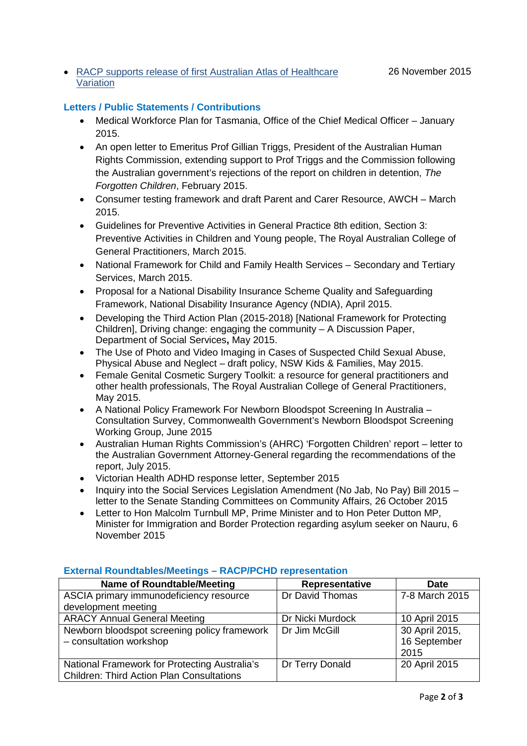- [RACP supports release of first Australian Atlas of Healthcare Variation]() 26 November 2015

### Letters / Public Statements / Contributions

- Medical Workforce Plan for Tasmania, Office of the Chief Medical Officer – January 2015.
- An open letter to Emeritus Prof Gillian Triggs, President of the Australian Human Rights Commission, extending support to Prof Triggs and the Commission following the Australian government's rejections of the report on children in detention, *The Forgotten Children*, February 2015.
- Consumer testing framework and draft Parent and Carer Resource, AWCH – March 2015.
- Guidelines for Preventive Activities in General Practice 8th edition, Section 3: Preventive Activities in Children and Young people, The Royal Australian College of General Practitioners, March 2015.
- National Framework for Child and Family Health Services – Secondary and Tertiary Services, March 2015.
- Proposal for a National Disability Insurance Scheme Quality and Safeguarding Framework, National Disability Insurance Agency (NDIA), April 2015.
- Developing the Third Action Plan (2015-2018) [National Framework for Protecting Children], Driving change: engaging the community – A Discussion Paper, Department of Social Services**,** May 2015.
- The Use of Photo and Video Imaging in Cases of Suspected Child Sexual Abuse, Physical Abuse and Neglect – draft policy, NSW Kids & Families, May 2015.
- Female Genital Cosmetic Surgery Toolkit: a resource for general practitioners and other health professionals, The Royal Australian College of General Practitioners, May 2015.
- A National Policy Framework For Newborn Bloodspot Screening In Australia – Consultation Survey, Commonwealth Government's Newborn Bloodspot Screening Working Group, June 2015
- Australian Human Rights Commission's (AHRC) 'Forgotten Children' report – letter to the Australian Government Attorney-General regarding the recommendations of the report, July 2015.
- Victorian Health ADHD response letter, September 2015
- Inquiry into the Social Services Legislation Amendment (No Jab, No Pay) Bill 2015 – letter to the Senate Standing Committees on Community Affairs, 26 October 2015
- Letter to Hon Malcolm Turnbull MP, Prime Minister and to Hon Peter Dutton MP, Minister for Immigration and Border Protection regarding asylum seeker on Nauru, 6 November 2015

### External Roundtables/Meetings – RACP/PCHD representation

| Name of Roundtable/Meeting | Representative | Date |
|---|---|---|
| ASCIA primary immunodeficiency resource development meeting | Dr David Thomas | 7-8 March 2015 |
| ARACY Annual General Meeting | Dr Nicki Murdock | 10 April 2015 |
| Newborn bloodspot screening policy framework – consultation workshop | Dr Jim McGill | 30 April 2015, 16 September 2015 |
| National Framework for Protecting Australia's Children: Third Action Plan Consultations | Dr Terry Donald | 20 April 2015 |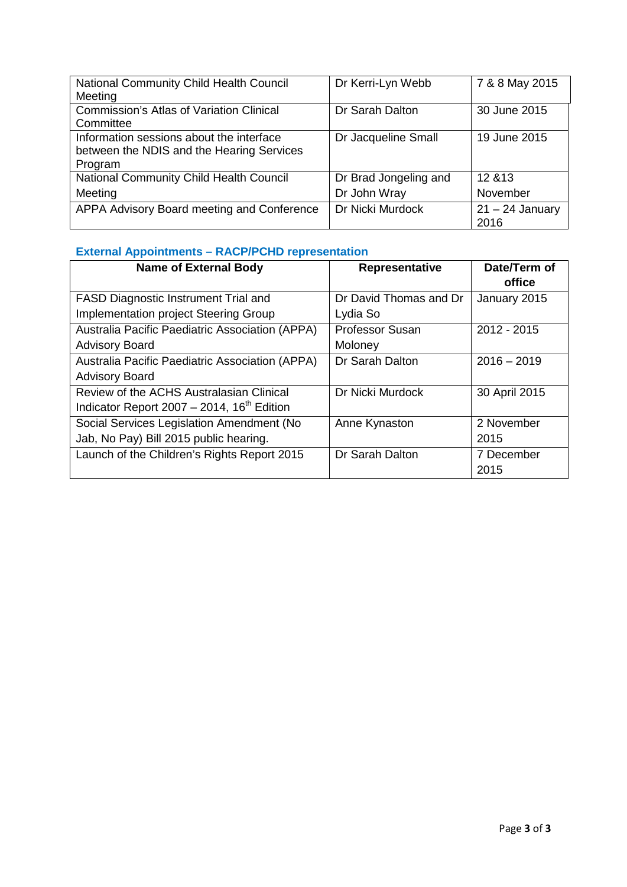| | | |
|---|---|---|
| National Community Child Health Council Meeting | Dr Kerri-Lyn Webb | 7 & 8 May 2015 |
| Commission's Atlas of Variation Clinical Committee | Dr Sarah Dalton | 30 June 2015 |
| Information sessions about the interface between the NDIS and the Hearing Services Program | Dr Jacqueline Small | 19 June 2015 |
| National Community Child Health Council Meeting | Dr Brad Jongeling and Dr John Wray | 12 &13 November |
| APPA Advisory Board meeting and Conference | Dr Nicki Murdock | 21 – 24 January 2016 |

### External Appointments – RACP/PCHD representation

| Name of External Body | Representative | Date/Term of office |
|---|---|---|
| FASD Diagnostic Instrument Trial and Implementation project Steering Group | Dr David Thomas and Dr Lydia So | January 2015 |
| Australia Pacific Paediatric Association (APPA) Advisory Board | Professor Susan Moloney | 2012 - 2015 |
| Australia Pacific Paediatric Association (APPA) Advisory Board | Dr Sarah Dalton | 2016 – 2019 |
| Review of the ACHS Australasian Clinical Indicator Report 2007 – 2014, 16th Edition | Dr Nicki Murdock | 30 April 2015 |
| Social Services Legislation Amendment (No Jab, No Pay) Bill 2015 public hearing. | Anne Kynaston | 2 November 2015 |
| Launch of the Children's Rights Report 2015 | Dr Sarah Dalton | 7 December 2015 |